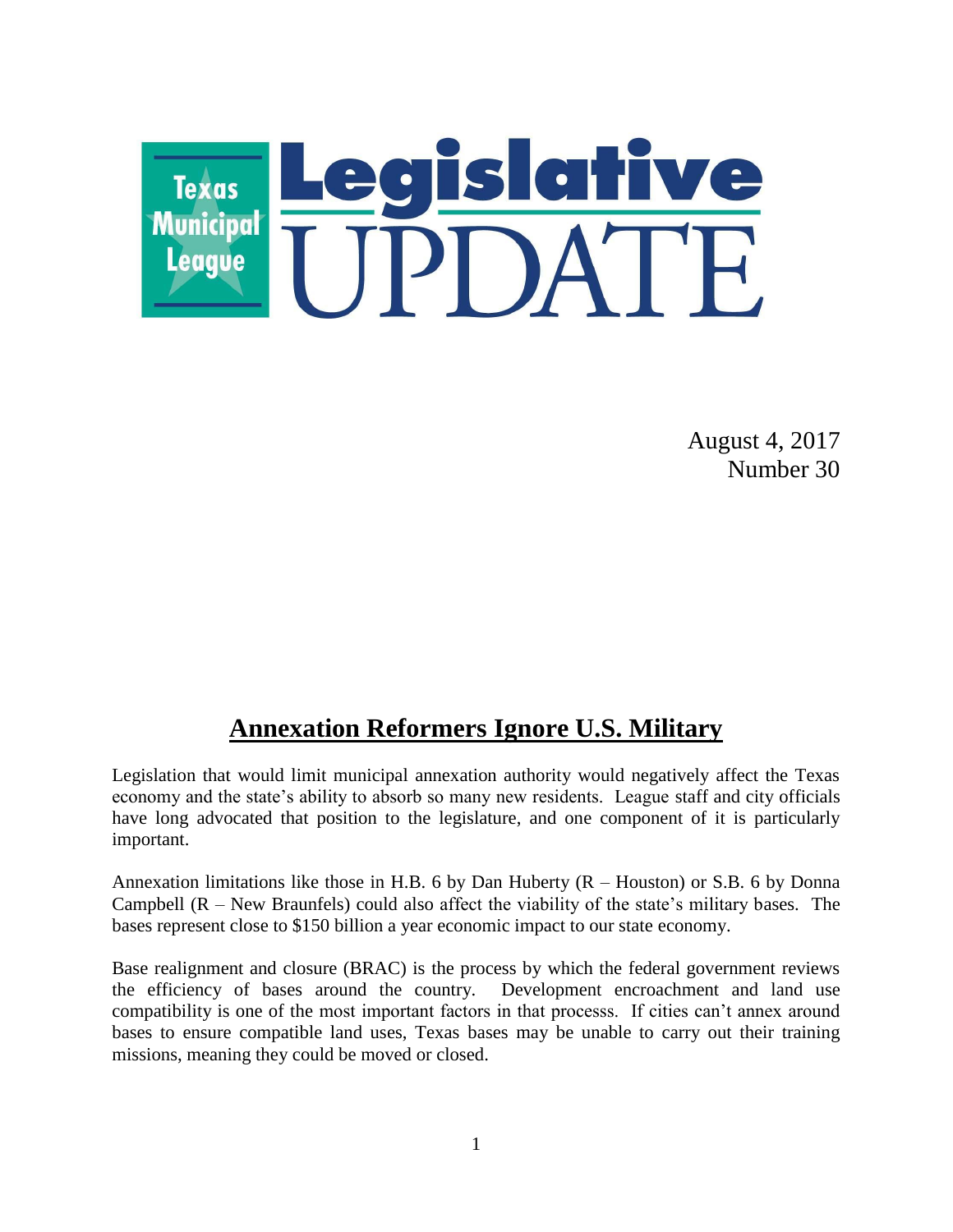# Texas Municipal League Legislative UPDATE

August 4, 2017
Number 30

## Annexation Reformers Ignore U.S. Military

Legislation that would limit municipal annexation authority would negatively affect the Texas economy and the state's ability to absorb so many new residents. League staff and city officials have long advocated that position to the legislature, and one component of it is particularly important.

Annexation limitations like those in H.B. 6 by Dan Huberty (R – Houston) or S.B. 6 by Donna Campbell (R – New Braunfels) could also affect the viability of the state's military bases. The bases represent close to $150 billion a year economic impact to our state economy.

Base realignment and closure (BRAC) is the process by which the federal government reviews the efficiency of bases around the country. Development encroachment and land use compatibility is one of the most important factors in that processs. If cities can't annex around bases to ensure compatible land uses, Texas bases may be unable to carry out their training missions, meaning they could be moved or closed.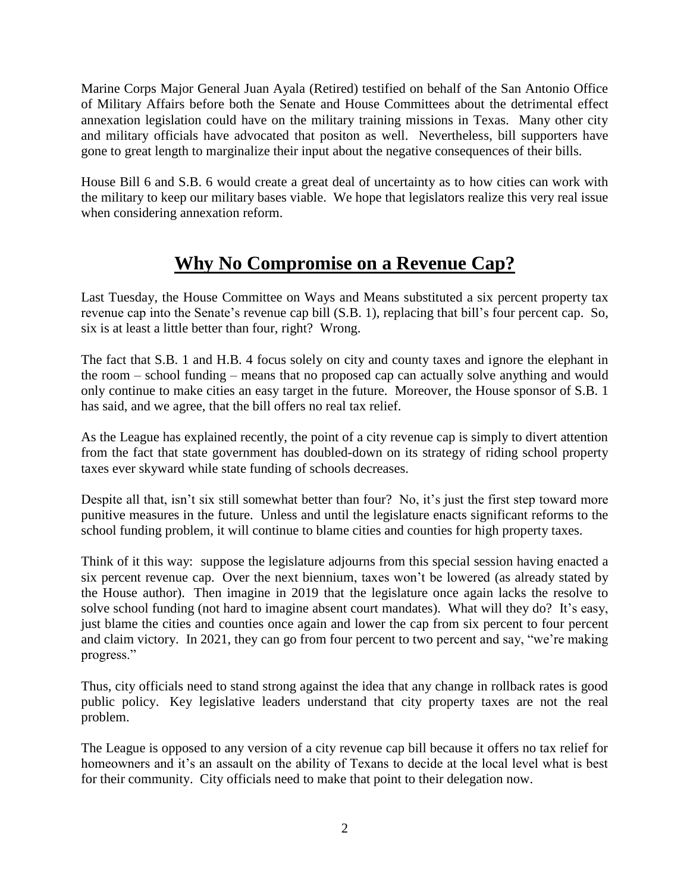Marine Corps Major General Juan Ayala (Retired) testified on behalf of the San Antonio Office of Military Affairs before both the Senate and House Committees about the detrimental effect annexation legislation could have on the military training missions in Texas. Many other city and military officials have advocated that positon as well. Nevertheless, bill supporters have gone to great length to marginalize their input about the negative consequences of their bills.

House Bill 6 and S.B. 6 would create a great deal of uncertainty as to how cities can work with the military to keep our military bases viable. We hope that legislators realize this very real issue when considering annexation reform.

## Why No Compromise on a Revenue Cap?

Last Tuesday, the House Committee on Ways and Means substituted a six percent property tax revenue cap into the Senate's revenue cap bill (S.B. 1), replacing that bill's four percent cap. So, six is at least a little better than four, right? Wrong.

The fact that S.B. 1 and H.B. 4 focus solely on city and county taxes and ignore the elephant in the room – school funding – means that no proposed cap can actually solve anything and would only continue to make cities an easy target in the future. Moreover, the House sponsor of S.B. 1 has said, and we agree, that the bill offers no real tax relief.

As the League has explained recently, the point of a city revenue cap is simply to divert attention from the fact that state government has doubled-down on its strategy of riding school property taxes ever skyward while state funding of schools decreases.

Despite all that, isn't six still somewhat better than four? No, it's just the first step toward more punitive measures in the future. Unless and until the legislature enacts significant reforms to the school funding problem, it will continue to blame cities and counties for high property taxes.

Think of it this way: suppose the legislature adjourns from this special session having enacted a six percent revenue cap. Over the next biennium, taxes won't be lowered (as already stated by the House author). Then imagine in 2019 that the legislature once again lacks the resolve to solve school funding (not hard to imagine absent court mandates). What will they do? It's easy, just blame the cities and counties once again and lower the cap from six percent to four percent and claim victory. In 2021, they can go from four percent to two percent and say, "we're making progress."

Thus, city officials need to stand strong against the idea that any change in rollback rates is good public policy. Key legislative leaders understand that city property taxes are not the real problem.

The League is opposed to any version of a city revenue cap bill because it offers no tax relief for homeowners and it's an assault on the ability of Texans to decide at the local level what is best for their community. City officials need to make that point to their delegation now.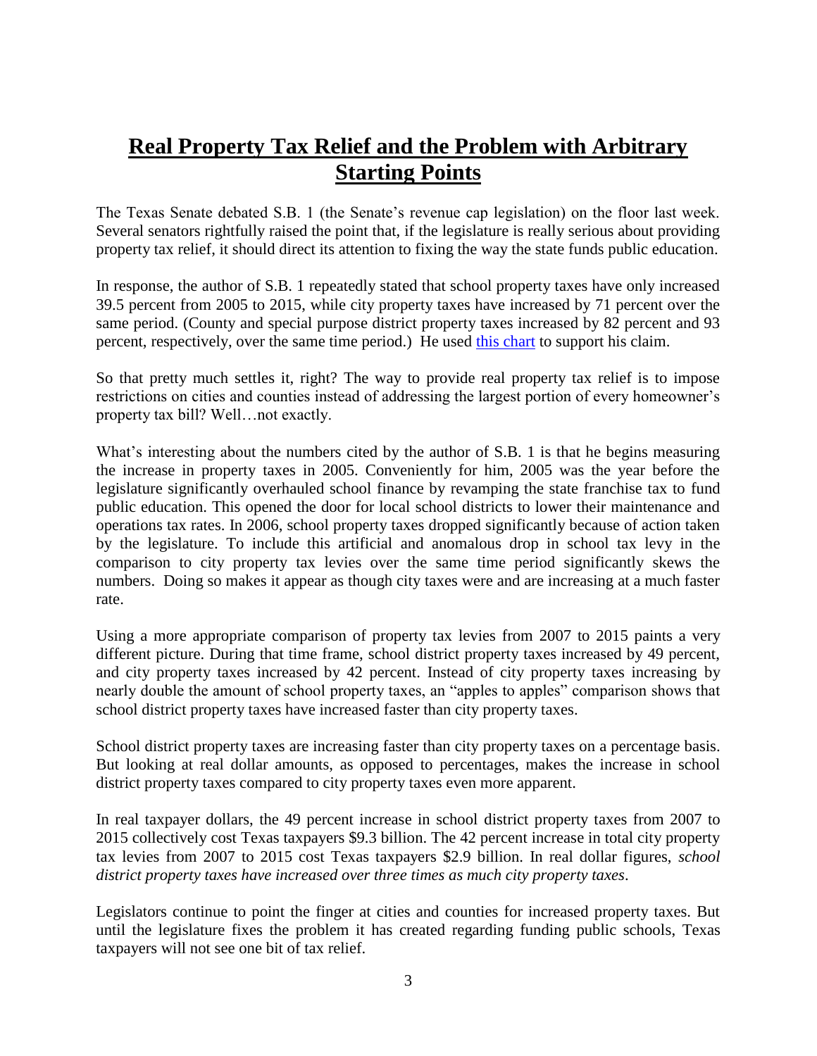# Real Property Tax Relief and the Problem with Arbitrary Starting Points

The Texas Senate debated S.B. 1 (the Senate's revenue cap legislation) on the floor last week. Several senators rightfully raised the point that, if the legislature is really serious about providing property tax relief, it should direct its attention to fixing the way the state funds public education.

In response, the author of S.B. 1 repeatedly stated that school property taxes have only increased 39.5 percent from 2005 to 2015, while city property taxes have increased by 71 percent over the same period. (County and special purpose district property taxes increased by 82 percent and 93 percent, respectively, over the same time period.) He used this chart to support his claim.

So that pretty much settles it, right? The way to provide real property tax relief is to impose restrictions on cities and counties instead of addressing the largest portion of every homeowner's property tax bill? Well…not exactly.

What's interesting about the numbers cited by the author of S.B. 1 is that he begins measuring the increase in property taxes in 2005. Conveniently for him, 2005 was the year before the legislature significantly overhauled school finance by revamping the state franchise tax to fund public education. This opened the door for local school districts to lower their maintenance and operations tax rates. In 2006, school property taxes dropped significantly because of action taken by the legislature. To include this artificial and anomalous drop in school tax levy in the comparison to city property tax levies over the same time period significantly skews the numbers. Doing so makes it appear as though city taxes were and are increasing at a much faster rate.

Using a more appropriate comparison of property tax levies from 2007 to 2015 paints a very different picture. During that time frame, school district property taxes increased by 49 percent, and city property taxes increased by 42 percent. Instead of city property taxes increasing by nearly double the amount of school property taxes, an "apples to apples" comparison shows that school district property taxes have increased faster than city property taxes.

School district property taxes are increasing faster than city property taxes on a percentage basis. But looking at real dollar amounts, as opposed to percentages, makes the increase in school district property taxes compared to city property taxes even more apparent.

In real taxpayer dollars, the 49 percent increase in school district property taxes from 2007 to 2015 collectively cost Texas taxpayers $9.3 billion. The 42 percent increase in total city property tax levies from 2007 to 2015 cost Texas taxpayers $2.9 billion. In real dollar figures, *school district property taxes have increased over three times as much city property taxes*.

Legislators continue to point the finger at cities and counties for increased property taxes. But until the legislature fixes the problem it has created regarding funding public schools, Texas taxpayers will not see one bit of tax relief.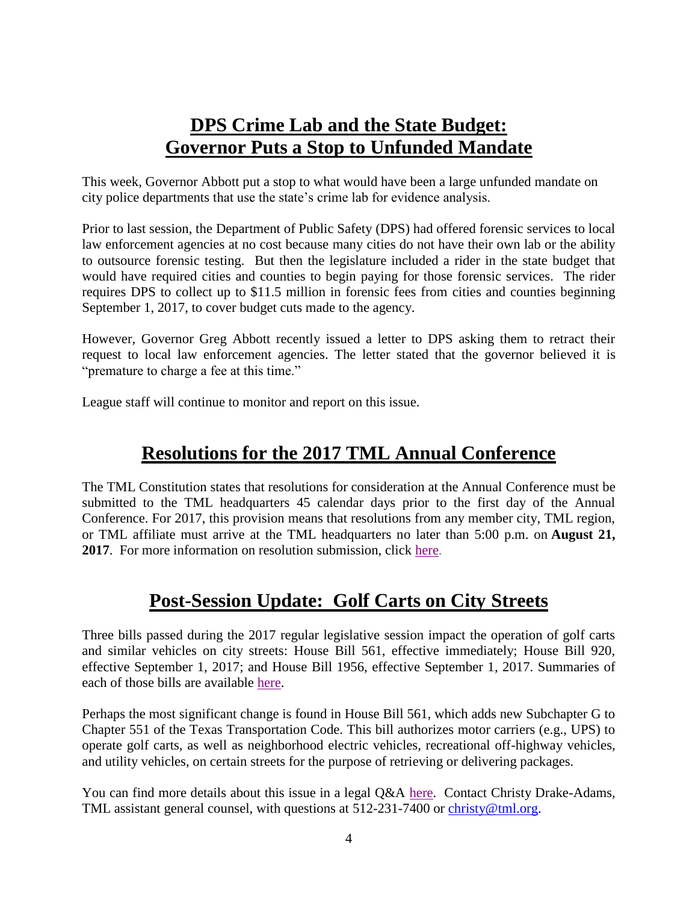## DPS Crime Lab and the State Budget: Governor Puts a Stop to Unfunded Mandate

This week, Governor Abbott put a stop to what would have been a large unfunded mandate on city police departments that use the state's crime lab for evidence analysis.

Prior to last session, the Department of Public Safety (DPS) had offered forensic services to local law enforcement agencies at no cost because many cities do not have their own lab or the ability to outsource forensic testing. But then the legislature included a rider in the state budget that would have required cities and counties to begin paying for those forensic services. The rider requires DPS to collect up to $11.5 million in forensic fees from cities and counties beginning September 1, 2017, to cover budget cuts made to the agency.

However, Governor Greg Abbott recently issued a letter to DPS asking them to retract their request to local law enforcement agencies. The letter stated that the governor believed it is "premature to charge a fee at this time."

League staff will continue to monitor and report on this issue.

## Resolutions for the 2017 TML Annual Conference

The TML Constitution states that resolutions for consideration at the Annual Conference must be submitted to the TML headquarters 45 calendar days prior to the first day of the Annual Conference. For 2017, this provision means that resolutions from any member city, TML region, or TML affiliate must arrive at the TML headquarters no later than 5:00 p.m. on **August 21, 2017**. For more information on resolution submission, click here.

## Post-Session Update: Golf Carts on City Streets

Three bills passed during the 2017 regular legislative session impact the operation of golf carts and similar vehicles on city streets: House Bill 561, effective immediately; House Bill 920, effective September 1, 2017; and House Bill 1956, effective September 1, 2017. Summaries of each of those bills are available here.

Perhaps the most significant change is found in House Bill 561, which adds new Subchapter G to Chapter 551 of the Texas Transportation Code. This bill authorizes motor carriers (e.g., UPS) to operate golf carts, as well as neighborhood electric vehicles, recreational off-highway vehicles, and utility vehicles, on certain streets for the purpose of retrieving or delivering packages.

You can find more details about this issue in a legal Q&A here. Contact Christy Drake-Adams, TML assistant general counsel, with questions at 512-231-7400 or christy@tml.org.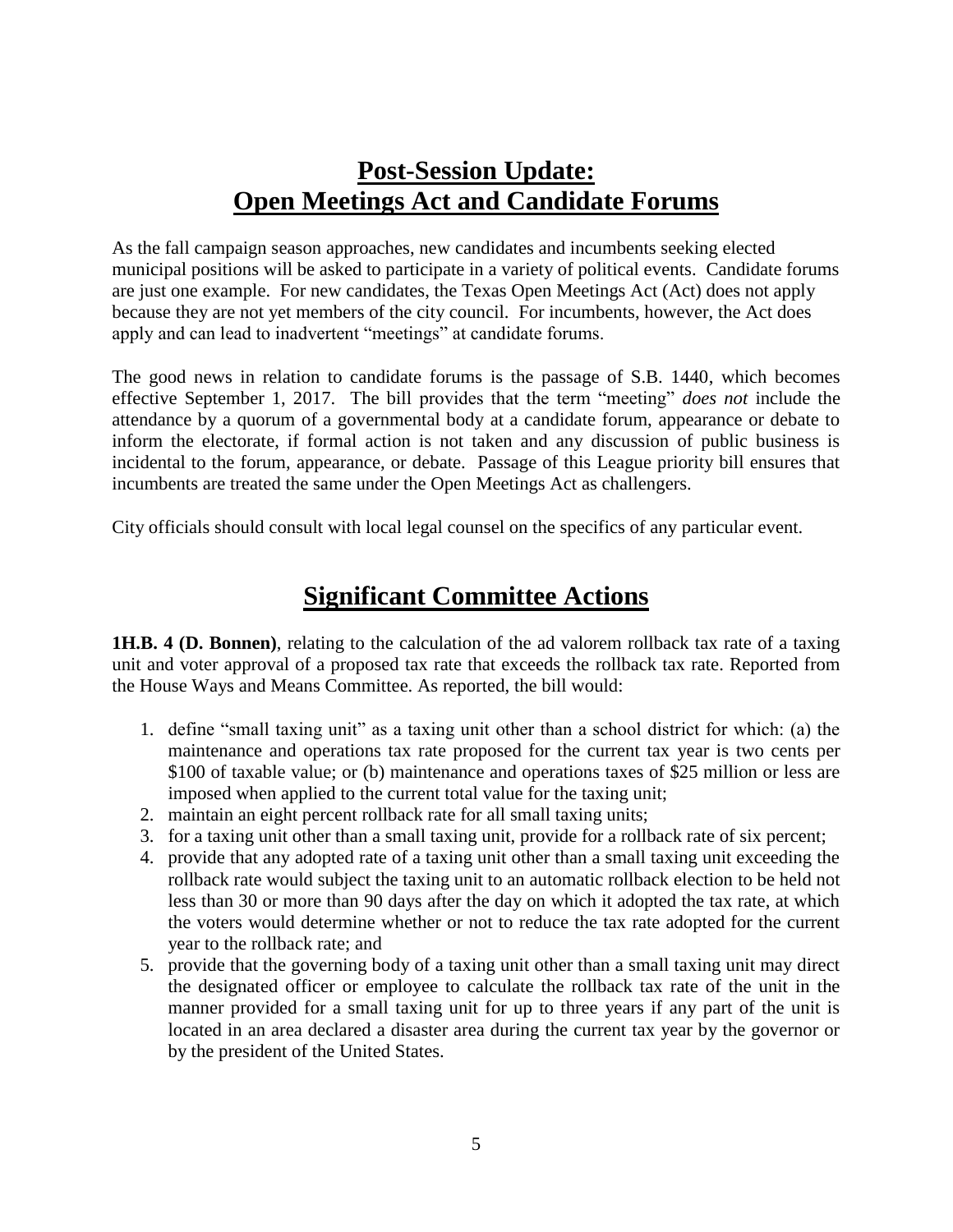## Post-Session Update: Open Meetings Act and Candidate Forums

As the fall campaign season approaches, new candidates and incumbents seeking elected municipal positions will be asked to participate in a variety of political events. Candidate forums are just one example. For new candidates, the Texas Open Meetings Act (Act) does not apply because they are not yet members of the city council. For incumbents, however, the Act does apply and can lead to inadvertent "meetings" at candidate forums.

The good news in relation to candidate forums is the passage of S.B. 1440, which becomes effective September 1, 2017. The bill provides that the term "meeting" *does not* include the attendance by a quorum of a governmental body at a candidate forum, appearance or debate to inform the electorate, if formal action is not taken and any discussion of public business is incidental to the forum, appearance, or debate. Passage of this League priority bill ensures that incumbents are treated the same under the Open Meetings Act as challengers.

City officials should consult with local legal counsel on the specifics of any particular event.

## Significant Committee Actions

**1H.B. 4 (D. Bonnen)**, relating to the calculation of the ad valorem rollback tax rate of a taxing unit and voter approval of a proposed tax rate that exceeds the rollback tax rate. Reported from the House Ways and Means Committee. As reported, the bill would:

1. define "small taxing unit" as a taxing unit other than a school district for which: (a) the maintenance and operations tax rate proposed for the current tax year is two cents per $100 of taxable value; or (b) maintenance and operations taxes of $25 million or less are imposed when applied to the current total value for the taxing unit;
2. maintain an eight percent rollback rate for all small taxing units;
3. for a taxing unit other than a small taxing unit, provide for a rollback rate of six percent;
4. provide that any adopted rate of a taxing unit other than a small taxing unit exceeding the rollback rate would subject the taxing unit to an automatic rollback election to be held not less than 30 or more than 90 days after the day on which it adopted the tax rate, at which the voters would determine whether or not to reduce the tax rate adopted for the current year to the rollback rate; and
5. provide that the governing body of a taxing unit other than a small taxing unit may direct the designated officer or employee to calculate the rollback tax rate of the unit in the manner provided for a small taxing unit for up to three years if any part of the unit is located in an area declared a disaster area during the current tax year by the governor or by the president of the United States.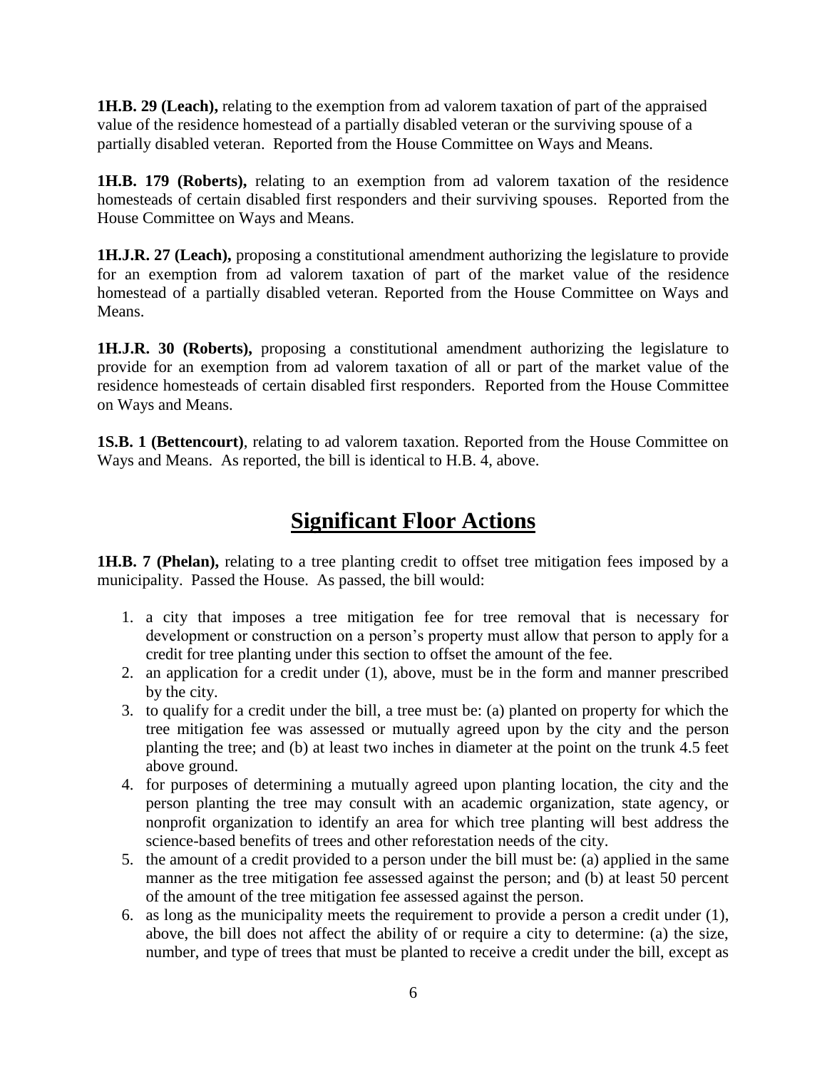**1H.B. 29 (Leach),** relating to the exemption from ad valorem taxation of part of the appraised value of the residence homestead of a partially disabled veteran or the surviving spouse of a partially disabled veteran. Reported from the House Committee on Ways and Means.

**1H.B. 179 (Roberts),** relating to an exemption from ad valorem taxation of the residence homesteads of certain disabled first responders and their surviving spouses. Reported from the House Committee on Ways and Means.

**1H.J.R. 27 (Leach),** proposing a constitutional amendment authorizing the legislature to provide for an exemption from ad valorem taxation of part of the market value of the residence homestead of a partially disabled veteran. Reported from the House Committee on Ways and Means.

**1H.J.R. 30 (Roberts),** proposing a constitutional amendment authorizing the legislature to provide for an exemption from ad valorem taxation of all or part of the market value of the residence homesteads of certain disabled first responders. Reported from the House Committee on Ways and Means.

**1S.B. 1 (Bettencourt)**, relating to ad valorem taxation. Reported from the House Committee on Ways and Means. As reported, the bill is identical to H.B. 4, above.

# Significant Floor Actions

**1H.B. 7 (Phelan),** relating to a tree planting credit to offset tree mitigation fees imposed by a municipality. Passed the House. As passed, the bill would:

1. a city that imposes a tree mitigation fee for tree removal that is necessary for development or construction on a person's property must allow that person to apply for a credit for tree planting under this section to offset the amount of the fee.
2. an application for a credit under (1), above, must be in the form and manner prescribed by the city.
3. to qualify for a credit under the bill, a tree must be: (a) planted on property for which the tree mitigation fee was assessed or mutually agreed upon by the city and the person planting the tree; and (b) at least two inches in diameter at the point on the trunk 4.5 feet above ground.
4. for purposes of determining a mutually agreed upon planting location, the city and the person planting the tree may consult with an academic organization, state agency, or nonprofit organization to identify an area for which tree planting will best address the science-based benefits of trees and other reforestation needs of the city.
5. the amount of a credit provided to a person under the bill must be: (a) applied in the same manner as the tree mitigation fee assessed against the person; and (b) at least 50 percent of the amount of the tree mitigation fee assessed against the person.
6. as long as the municipality meets the requirement to provide a person a credit under (1), above, the bill does not affect the ability of or require a city to determine: (a) the size, number, and type of trees that must be planted to receive a credit under the bill, except as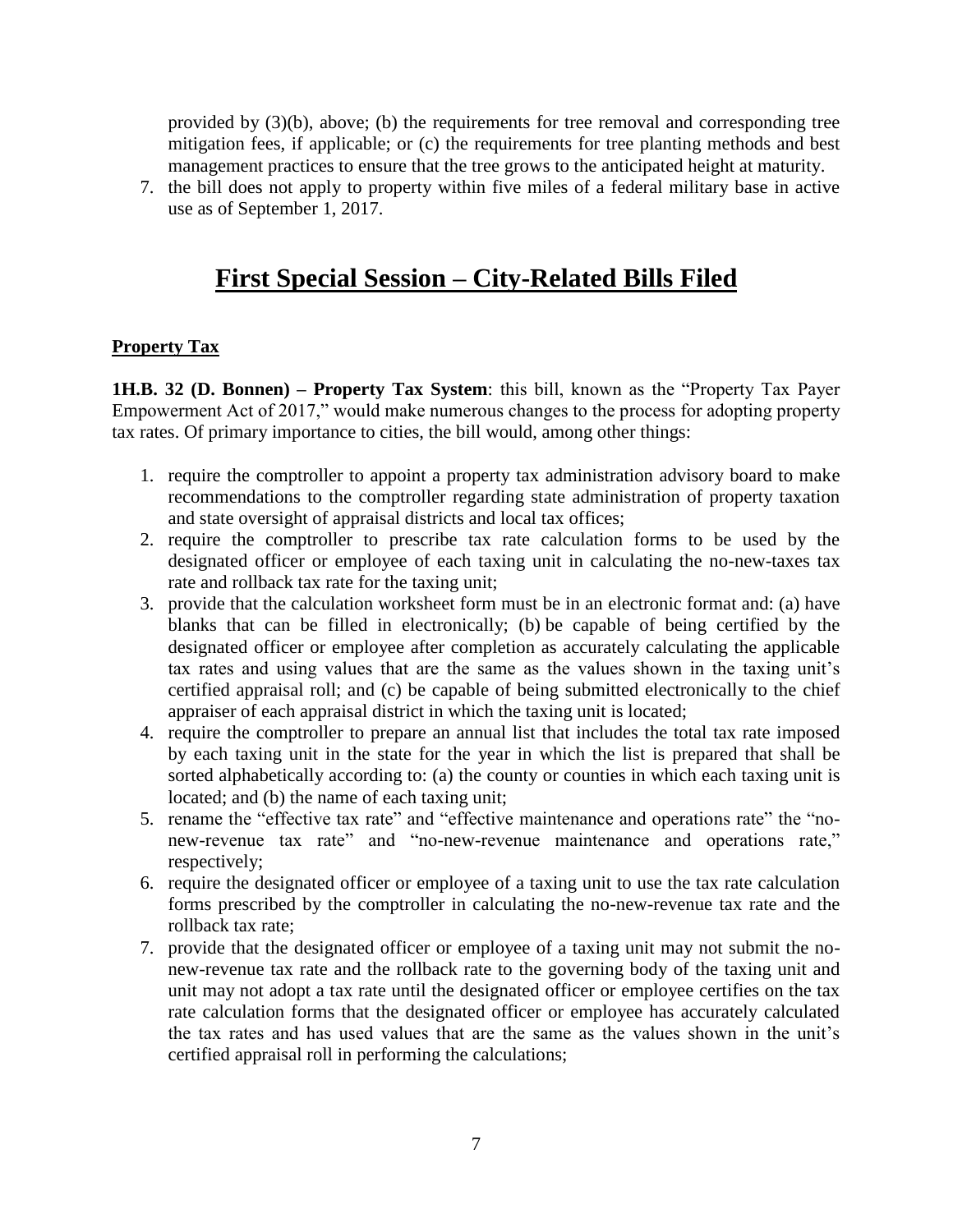provided by (3)(b), above; (b) the requirements for tree removal and corresponding tree mitigation fees, if applicable; or (c) the requirements for tree planting methods and best management practices to ensure that the tree grows to the anticipated height at maturity.

7. the bill does not apply to property within five miles of a federal military base in active use as of September 1, 2017.

# First Special Session – City-Related Bills Filed

**Property Tax**

**1H.B. 32 (D. Bonnen) – Property Tax System**: this bill, known as the "Property Tax Payer Empowerment Act of 2017," would make numerous changes to the process for adopting property tax rates. Of primary importance to cities, the bill would, among other things:

1. require the comptroller to appoint a property tax administration advisory board to make recommendations to the comptroller regarding state administration of property taxation and state oversight of appraisal districts and local tax offices;
2. require the comptroller to prescribe tax rate calculation forms to be used by the designated officer or employee of each taxing unit in calculating the no-new-taxes tax rate and rollback tax rate for the taxing unit;
3. provide that the calculation worksheet form must be in an electronic format and: (a) have blanks that can be filled in electronically; (b) be capable of being certified by the designated officer or employee after completion as accurately calculating the applicable tax rates and using values that are the same as the values shown in the taxing unit's certified appraisal roll; and (c) be capable of being submitted electronically to the chief appraiser of each appraisal district in which the taxing unit is located;
4. require the comptroller to prepare an annual list that includes the total tax rate imposed by each taxing unit in the state for the year in which the list is prepared that shall be sorted alphabetically according to: (a) the county or counties in which each taxing unit is located; and (b) the name of each taxing unit;
5. rename the "effective tax rate" and "effective maintenance and operations rate" the "no-new-revenue tax rate" and "no-new-revenue maintenance and operations rate," respectively;
6. require the designated officer or employee of a taxing unit to use the tax rate calculation forms prescribed by the comptroller in calculating the no-new-revenue tax rate and the rollback tax rate;
7. provide that the designated officer or employee of a taxing unit may not submit the no-new-revenue tax rate and the rollback rate to the governing body of the taxing unit and unit may not adopt a tax rate until the designated officer or employee certifies on the tax rate calculation forms that the designated officer or employee has accurately calculated the tax rates and has used values that are the same as the values shown in the unit's certified appraisal roll in performing the calculations;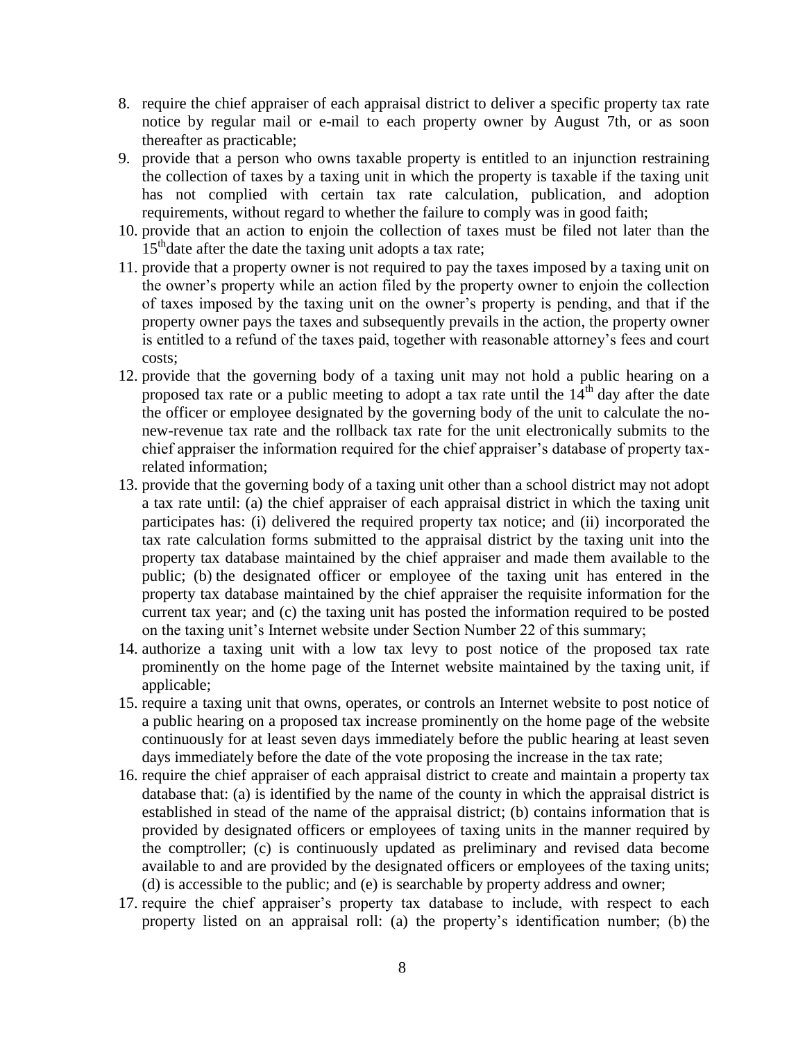8. require the chief appraiser of each appraisal district to deliver a specific property tax rate notice by regular mail or e-mail to each property owner by August 7th, or as soon thereafter as practicable;
9. provide that a person who owns taxable property is entitled to an injunction restraining the collection of taxes by a taxing unit in which the property is taxable if the taxing unit has not complied with certain tax rate calculation, publication, and adoption requirements, without regard to whether the failure to comply was in good faith;
10. provide that an action to enjoin the collection of taxes must be filed not later than the 15th date after the date the taxing unit adopts a tax rate;
11. provide that a property owner is not required to pay the taxes imposed by a taxing unit on the owner's property while an action filed by the property owner to enjoin the collection of taxes imposed by the taxing unit on the owner's property is pending, and that if the property owner pays the taxes and subsequently prevails in the action, the property owner is entitled to a refund of the taxes paid, together with reasonable attorney's fees and court costs;
12. provide that the governing body of a taxing unit may not hold a public hearing on a proposed tax rate or a public meeting to adopt a tax rate until the 14th day after the date the officer or employee designated by the governing body of the unit to calculate the no-new-revenue tax rate and the rollback tax rate for the unit electronically submits to the chief appraiser the information required for the chief appraiser's database of property tax-related information;
13. provide that the governing body of a taxing unit other than a school district may not adopt a tax rate until: (a) the chief appraiser of each appraisal district in which the taxing unit participates has: (i) delivered the required property tax notice; and (ii) incorporated the tax rate calculation forms submitted to the appraisal district by the taxing unit into the property tax database maintained by the chief appraiser and made them available to the public; (b) the designated officer or employee of the taxing unit has entered in the property tax database maintained by the chief appraiser the requisite information for the current tax year; and (c) the taxing unit has posted the information required to be posted on the taxing unit's Internet website under Section Number 22 of this summary;
14. authorize a taxing unit with a low tax levy to post notice of the proposed tax rate prominently on the home page of the Internet website maintained by the taxing unit, if applicable;
15. require a taxing unit that owns, operates, or controls an Internet website to post notice of a public hearing on a proposed tax increase prominently on the home page of the website continuously for at least seven days immediately before the public hearing at least seven days immediately before the date of the vote proposing the increase in the tax rate;
16. require the chief appraiser of each appraisal district to create and maintain a property tax database that: (a) is identified by the name of the county in which the appraisal district is established in stead of the name of the appraisal district; (b) contains information that is provided by designated officers or employees of taxing units in the manner required by the comptroller; (c) is continuously updated as preliminary and revised data become available to and are provided by the designated officers or employees of the taxing units; (d) is accessible to the public; and (e) is searchable by property address and owner;
17. require the chief appraiser's property tax database to include, with respect to each property listed on an appraisal roll: (a) the property's identification number; (b) the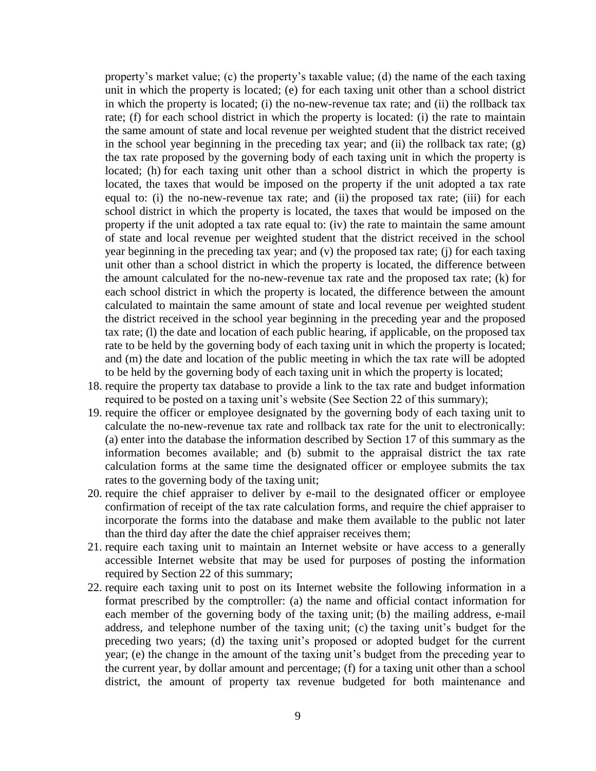property's market value; (c) the property's taxable value; (d) the name of the each taxing unit in which the property is located; (e) for each taxing unit other than a school district in which the property is located; (i) the no-new-revenue tax rate; and (ii) the rollback tax rate; (f) for each school district in which the property is located: (i) the rate to maintain the same amount of state and local revenue per weighted student that the district received in the school year beginning in the preceding tax year; and (ii) the rollback tax rate; (g) the tax rate proposed by the governing body of each taxing unit in which the property is located; (h) for each taxing unit other than a school district in which the property is located, the taxes that would be imposed on the property if the unit adopted a tax rate equal to: (i) the no-new-revenue tax rate; and (ii) the proposed tax rate; (iii) for each school district in which the property is located, the taxes that would be imposed on the property if the unit adopted a tax rate equal to: (iv) the rate to maintain the same amount of state and local revenue per weighted student that the district received in the school year beginning in the preceding tax year; and (v) the proposed tax rate; (j) for each taxing unit other than a school district in which the property is located, the difference between the amount calculated for the no-new-revenue tax rate and the proposed tax rate; (k) for each school district in which the property is located, the difference between the amount calculated to maintain the same amount of state and local revenue per weighted student the district received in the school year beginning in the preceding year and the proposed tax rate; (l) the date and location of each public hearing, if applicable, on the proposed tax rate to be held by the governing body of each taxing unit in which the property is located; and (m) the date and location of the public meeting in which the tax rate will be adopted to be held by the governing body of each taxing unit in which the property is located;

18. require the property tax database to provide a link to the tax rate and budget information required to be posted on a taxing unit's website (See Section 22 of this summary);
19. require the officer or employee designated by the governing body of each taxing unit to calculate the no-new-revenue tax rate and rollback tax rate for the unit to electronically: (a) enter into the database the information described by Section 17 of this summary as the information becomes available; and (b) submit to the appraisal district the tax rate calculation forms at the same time the designated officer or employee submits the tax rates to the governing body of the taxing unit;
20. require the chief appraiser to deliver by e-mail to the designated officer or employee confirmation of receipt of the tax rate calculation forms, and require the chief appraiser to incorporate the forms into the database and make them available to the public not later than the third day after the date the chief appraiser receives them;
21. require each taxing unit to maintain an Internet website or have access to a generally accessible Internet website that may be used for purposes of posting the information required by Section 22 of this summary;
22. require each taxing unit to post on its Internet website the following information in a format prescribed by the comptroller: (a) the name and official contact information for each member of the governing body of the taxing unit; (b) the mailing address, e-mail address, and telephone number of the taxing unit; (c) the taxing unit's budget for the preceding two years; (d) the taxing unit's proposed or adopted budget for the current year; (e) the change in the amount of the taxing unit's budget from the preceding year to the current year, by dollar amount and percentage; (f) for a taxing unit other than a school district, the amount of property tax revenue budgeted for both maintenance and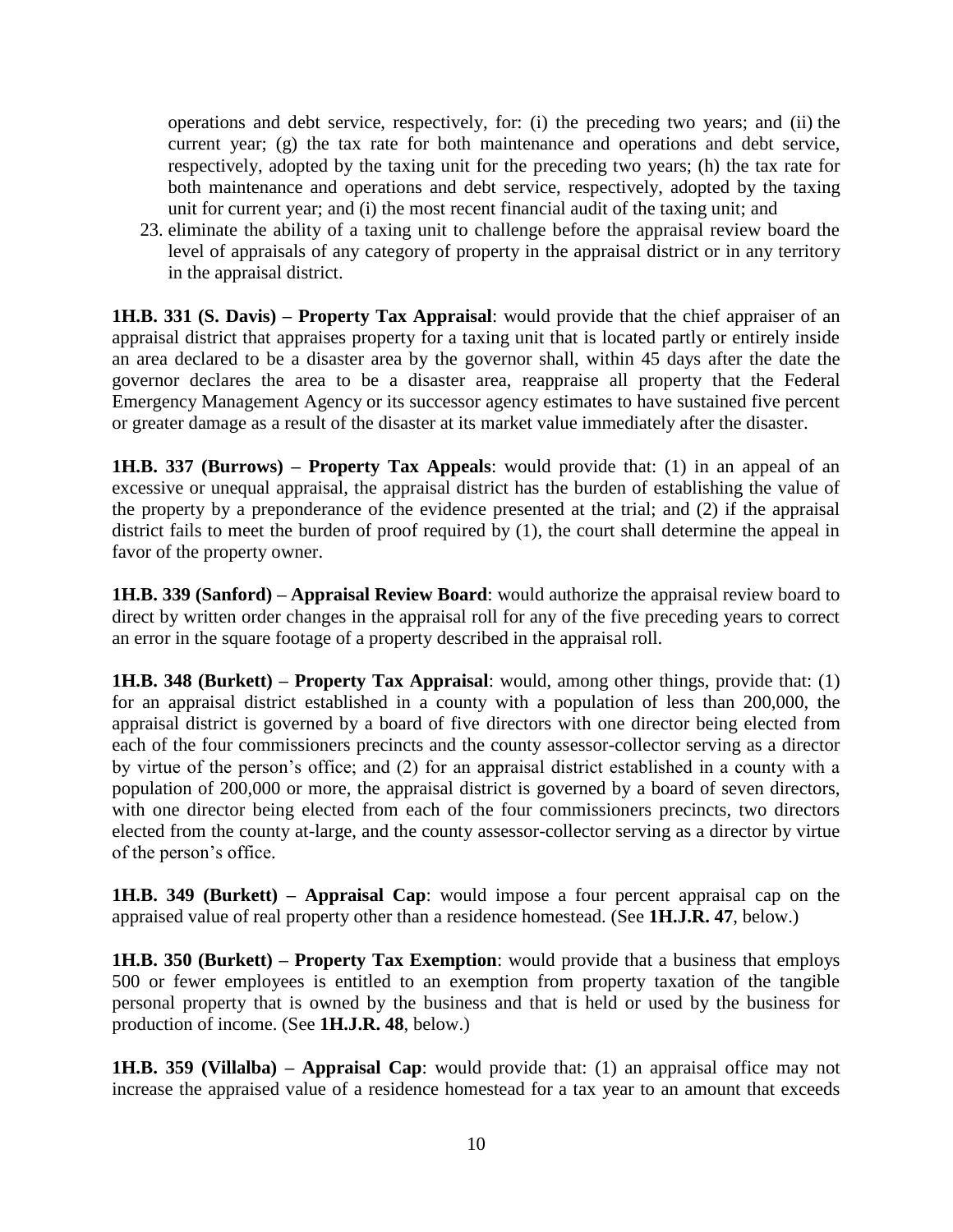operations and debt service, respectively, for: (i) the preceding two years; and (ii) the current year; (g) the tax rate for both maintenance and operations and debt service, respectively, adopted by the taxing unit for the preceding two years; (h) the tax rate for both maintenance and operations and debt service, respectively, adopted by the taxing unit for current year; and (i) the most recent financial audit of the taxing unit; and

23. eliminate the ability of a taxing unit to challenge before the appraisal review board the level of appraisals of any category of property in the appraisal district or in any territory in the appraisal district.

**1H.B. 331 (S. Davis) – Property Tax Appraisal**: would provide that the chief appraiser of an appraisal district that appraises property for a taxing unit that is located partly or entirely inside an area declared to be a disaster area by the governor shall, within 45 days after the date the governor declares the area to be a disaster area, reappraise all property that the Federal Emergency Management Agency or its successor agency estimates to have sustained five percent or greater damage as a result of the disaster at its market value immediately after the disaster.

**1H.B. 337 (Burrows) – Property Tax Appeals**: would provide that: (1) in an appeal of an excessive or unequal appraisal, the appraisal district has the burden of establishing the value of the property by a preponderance of the evidence presented at the trial; and (2) if the appraisal district fails to meet the burden of proof required by (1), the court shall determine the appeal in favor of the property owner.

**1H.B. 339 (Sanford) – Appraisal Review Board**: would authorize the appraisal review board to direct by written order changes in the appraisal roll for any of the five preceding years to correct an error in the square footage of a property described in the appraisal roll.

**1H.B. 348 (Burkett) – Property Tax Appraisal**: would, among other things, provide that: (1) for an appraisal district established in a county with a population of less than 200,000, the appraisal district is governed by a board of five directors with one director being elected from each of the four commissioners precincts and the county assessor-collector serving as a director by virtue of the person's office; and (2) for an appraisal district established in a county with a population of 200,000 or more, the appraisal district is governed by a board of seven directors, with one director being elected from each of the four commissioners precincts, two directors elected from the county at-large, and the county assessor-collector serving as a director by virtue of the person's office.

**1H.B. 349 (Burkett) – Appraisal Cap**: would impose a four percent appraisal cap on the appraised value of real property other than a residence homestead. (See **1H.J.R. 47**, below.)

**1H.B. 350 (Burkett) – Property Tax Exemption**: would provide that a business that employs 500 or fewer employees is entitled to an exemption from property taxation of the tangible personal property that is owned by the business and that is held or used by the business for production of income. (See **1H.J.R. 48**, below.)

**1H.B. 359 (Villalba) – Appraisal Cap**: would provide that: (1) an appraisal office may not increase the appraised value of a residence homestead for a tax year to an amount that exceeds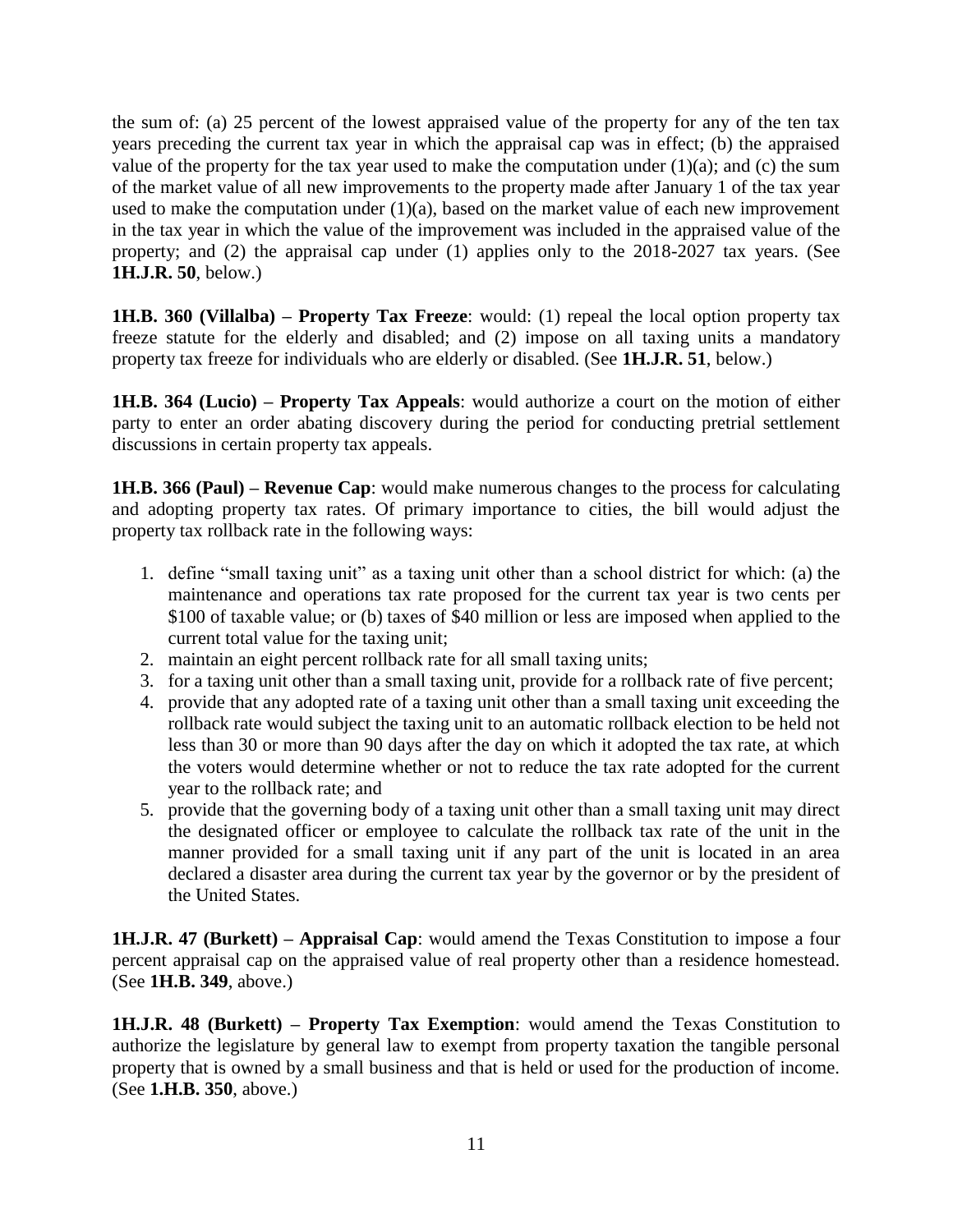the sum of: (a) 25 percent of the lowest appraised value of the property for any of the ten tax years preceding the current tax year in which the appraisal cap was in effect; (b) the appraised value of the property for the tax year used to make the computation under (1)(a); and (c) the sum of the market value of all new improvements to the property made after January 1 of the tax year used to make the computation under (1)(a), based on the market value of each new improvement in the tax year in which the value of the improvement was included in the appraised value of the property; and (2) the appraisal cap under (1) applies only to the 2018-2027 tax years. (See **1H.J.R. 50**, below.)

**1H.B. 360 (Villalba) – Property Tax Freeze**: would: (1) repeal the local option property tax freeze statute for the elderly and disabled; and (2) impose on all taxing units a mandatory property tax freeze for individuals who are elderly or disabled. (See **1H.J.R. 51**, below.)

**1H.B. 364 (Lucio) – Property Tax Appeals**: would authorize a court on the motion of either party to enter an order abating discovery during the period for conducting pretrial settlement discussions in certain property tax appeals.

**1H.B. 366 (Paul) – Revenue Cap**: would make numerous changes to the process for calculating and adopting property tax rates. Of primary importance to cities, the bill would adjust the property tax rollback rate in the following ways:

1. define "small taxing unit" as a taxing unit other than a school district for which: (a) the maintenance and operations tax rate proposed for the current tax year is two cents per $100 of taxable value; or (b) taxes of $40 million or less are imposed when applied to the current total value for the taxing unit;
2. maintain an eight percent rollback rate for all small taxing units;
3. for a taxing unit other than a small taxing unit, provide for a rollback rate of five percent;
4. provide that any adopted rate of a taxing unit other than a small taxing unit exceeding the rollback rate would subject the taxing unit to an automatic rollback election to be held not less than 30 or more than 90 days after the day on which it adopted the tax rate, at which the voters would determine whether or not to reduce the tax rate adopted for the current year to the rollback rate; and
5. provide that the governing body of a taxing unit other than a small taxing unit may direct the designated officer or employee to calculate the rollback tax rate of the unit in the manner provided for a small taxing unit if any part of the unit is located in an area declared a disaster area during the current tax year by the governor or by the president of the United States.

**1H.J.R. 47 (Burkett) – Appraisal Cap**: would amend the Texas Constitution to impose a four percent appraisal cap on the appraised value of real property other than a residence homestead. (See **1H.B. 349**, above.)

**1H.J.R. 48 (Burkett) – Property Tax Exemption**: would amend the Texas Constitution to authorize the legislature by general law to exempt from property taxation the tangible personal property that is owned by a small business and that is held or used for the production of income. (See **1.H.B. 350**, above.)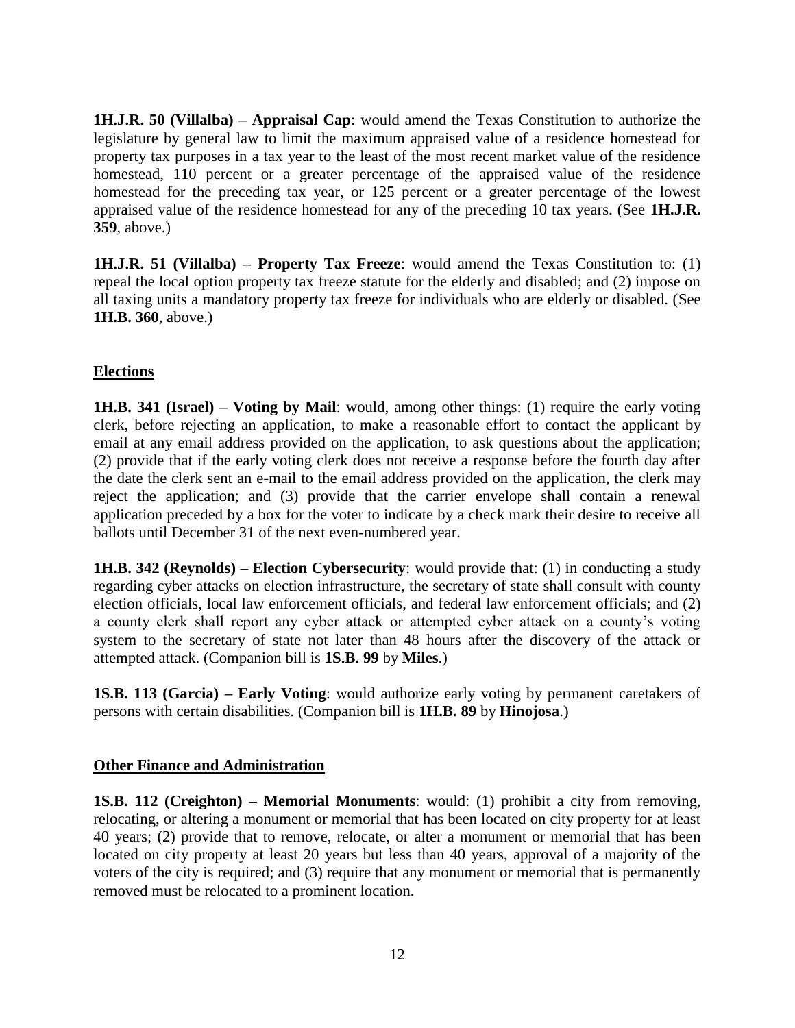**1H.J.R. 50 (Villalba) – Appraisal Cap**: would amend the Texas Constitution to authorize the legislature by general law to limit the maximum appraised value of a residence homestead for property tax purposes in a tax year to the least of the most recent market value of the residence homestead, 110 percent or a greater percentage of the appraised value of the residence homestead for the preceding tax year, or 125 percent or a greater percentage of the lowest appraised value of the residence homestead for any of the preceding 10 tax years. (See **1H.J.R. 359**, above.)

**1H.J.R. 51 (Villalba) – Property Tax Freeze**: would amend the Texas Constitution to: (1) repeal the local option property tax freeze statute for the elderly and disabled; and (2) impose on all taxing units a mandatory property tax freeze for individuals who are elderly or disabled. (See **1H.B. 360**, above.)

## Elections

**1H.B. 341 (Israel) – Voting by Mail**: would, among other things: (1) require the early voting clerk, before rejecting an application, to make a reasonable effort to contact the applicant by email at any email address provided on the application, to ask questions about the application; (2) provide that if the early voting clerk does not receive a response before the fourth day after the date the clerk sent an e-mail to the email address provided on the application, the clerk may reject the application; and (3) provide that the carrier envelope shall contain a renewal application preceded by a box for the voter to indicate by a check mark their desire to receive all ballots until December 31 of the next even-numbered year.

**1H.B. 342 (Reynolds) – Election Cybersecurity**: would provide that: (1) in conducting a study regarding cyber attacks on election infrastructure, the secretary of state shall consult with county election officials, local law enforcement officials, and federal law enforcement officials; and (2) a county clerk shall report any cyber attack or attempted cyber attack on a county's voting system to the secretary of state not later than 48 hours after the discovery of the attack or attempted attack. (Companion bill is **1S.B. 99** by **Miles**.)

**1S.B. 113 (Garcia) – Early Voting**: would authorize early voting by permanent caretakers of persons with certain disabilities. (Companion bill is **1H.B. 89** by **Hinojosa**.)

## Other Finance and Administration

**1S.B. 112 (Creighton) – Memorial Monuments**: would: (1) prohibit a city from removing, relocating, or altering a monument or memorial that has been located on city property for at least 40 years; (2) provide that to remove, relocate, or alter a monument or memorial that has been located on city property at least 20 years but less than 40 years, approval of a majority of the voters of the city is required; and (3) require that any monument or memorial that is permanently removed must be relocated to a prominent location.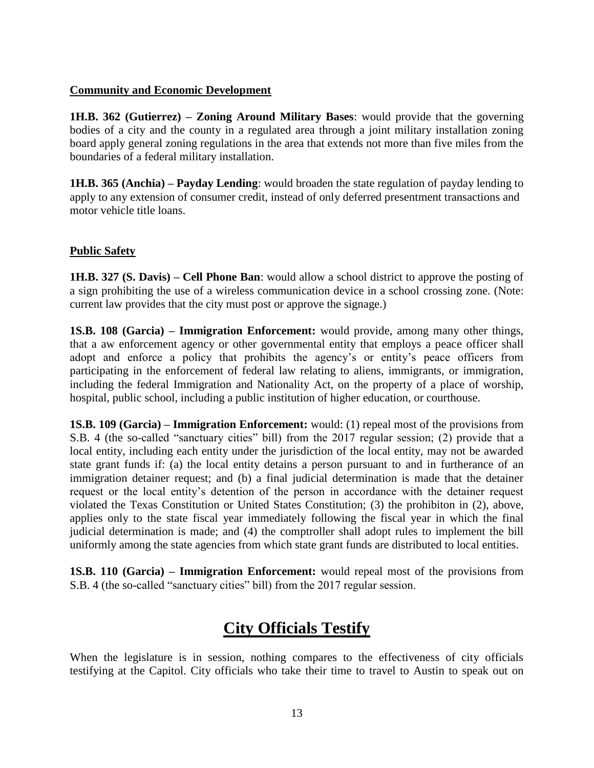**Community and Economic Development**

**1H.B. 362 (Gutierrez) – Zoning Around Military Bases**: would provide that the governing bodies of a city and the county in a regulated area through a joint military installation zoning board apply general zoning regulations in the area that extends not more than five miles from the boundaries of a federal military installation.

**1H.B. 365 (Anchia) – Payday Lending**: would broaden the state regulation of payday lending to apply to any extension of consumer credit, instead of only deferred presentment transactions and motor vehicle title loans.

**Public Safety**

**1H.B. 327 (S. Davis) – Cell Phone Ban**: would allow a school district to approve the posting of a sign prohibiting the use of a wireless communication device in a school crossing zone. (Note: current law provides that the city must post or approve the signage.)

**1S.B. 108 (Garcia) – Immigration Enforcement:** would provide, among many other things, that a aw enforcement agency or other governmental entity that employs a peace officer shall adopt and enforce a policy that prohibits the agency's or entity's peace officers from participating in the enforcement of federal law relating to aliens, immigrants, or immigration, including the federal Immigration and Nationality Act, on the property of a place of worship, hospital, public school, including a public institution of higher education, or courthouse.

**1S.B. 109 (Garcia) – Immigration Enforcement:** would: (1) repeal most of the provisions from S.B. 4 (the so-called "sanctuary cities" bill) from the 2017 regular session; (2) provide that a local entity, including each entity under the jurisdiction of the local entity, may not be awarded state grant funds if: (a) the local entity detains a person pursuant to and in furtherance of an immigration detainer request; and (b) a final judicial determination is made that the detainer request or the local entity's detention of the person in accordance with the detainer request violated the Texas Constitution or United States Constitution; (3) the prohibiton in (2), above, applies only to the state fiscal year immediately following the fiscal year in which the final judicial determination is made; and (4) the comptroller shall adopt rules to implement the bill uniformly among the state agencies from which state grant funds are distributed to local entities.

**1S.B. 110 (Garcia) – Immigration Enforcement:** would repeal most of the provisions from S.B. 4 (the so-called "sanctuary cities" bill) from the 2017 regular session.

# City Officials Testify

When the legislature is in session, nothing compares to the effectiveness of city officials testifying at the Capitol. City officials who take their time to travel to Austin to speak out on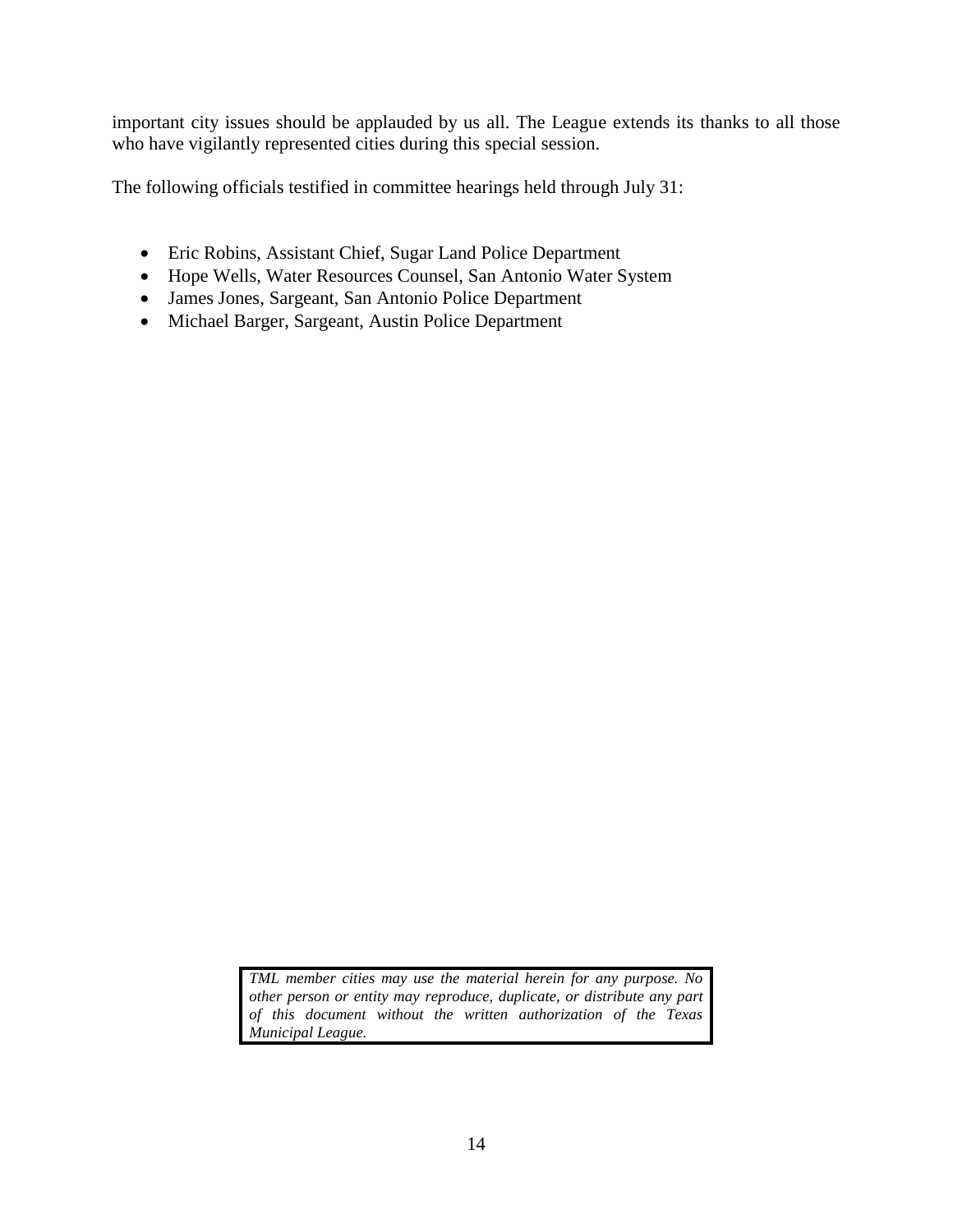important city issues should be applauded by us all. The League extends its thanks to all those who have vigilantly represented cities during this special session.

The following officials testified in committee hearings held through July 31:

- Eric Robins, Assistant Chief, Sugar Land Police Department
- Hope Wells, Water Resources Counsel, San Antonio Water System
- James Jones, Sargeant, San Antonio Police Department
- Michael Barger, Sargeant, Austin Police Department

*TML member cities may use the material herein for any purpose. No other person or entity may reproduce, duplicate, or distribute any part of this document without the written authorization of the Texas Municipal League.*